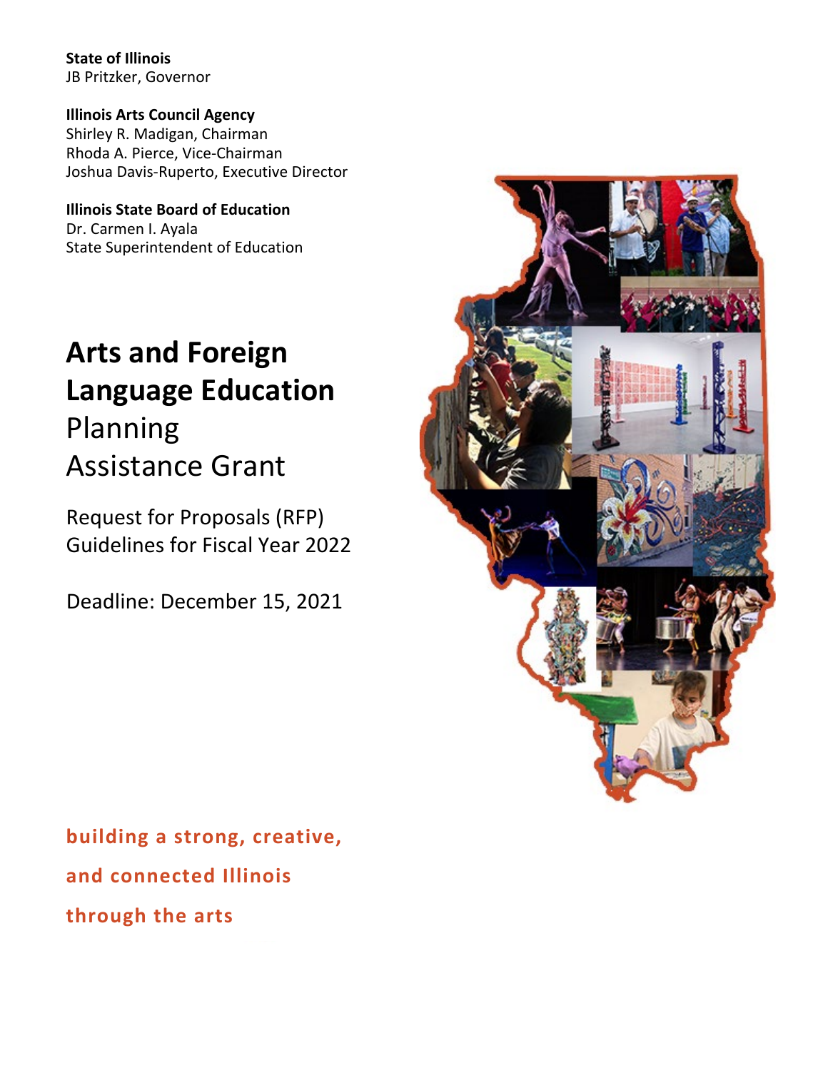**State of Illinois**
JB Pritzker, Governor

**Illinois Arts Council Agency**
Shirley R. Madigan, Chairman
Rhoda A. Pierce, Vice-Chairman
Joshua Davis-Ruperto, Executive Director

**Illinois State Board of Education**
Dr. Carmen I. Ayala
State Superintendent of Education

# **Arts and Foreign Language Education** Planning Assistance Grant

Request for Proposals (RFP)
Guidelines for Fiscal Year 2022

Deadline: December 15, 2021

**building a strong, creative, and connected Illinois through the arts**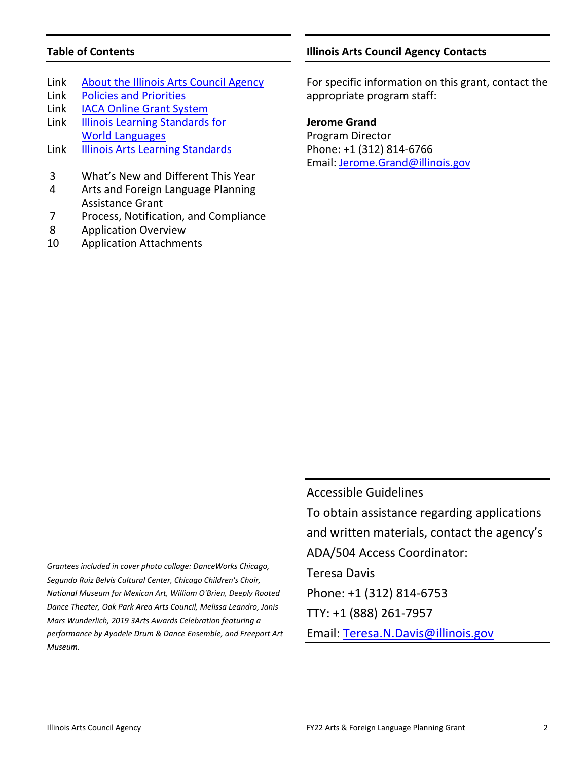## Table of Contents

| | |
|---|---|
| Link | About the Illinois Arts Council Agency |
| Link | Policies and Priorities |
| Link | IACA Online Grant System |
| Link | Illinois Learning Standards for World Languages |
| Link | Illinois Arts Learning Standards |
| 3 | What's New and Different This Year |
| 4 | Arts and Foreign Language Planning Assistance Grant |
| 7 | Process, Notification, and Compliance |
| 8 | Application Overview |
| 10 | Application Attachments |

*Grantees included in cover photo collage: DanceWorks Chicago, Segundo Ruiz Belvis Cultural Center, Chicago Children's Choir, National Museum for Mexican Art, William O'Brien, Deeply Rooted Dance Theater, Oak Park Area Arts Council, Melissa Leandro, Janis Mars Wunderlich, 2019 3Arts Awards Celebration featuring a performance by Ayodele Drum & Dance Ensemble, and Freeport Art Museum.*

## Illinois Arts Council Agency Contacts

For specific information on this grant, contact the appropriate program staff:

**Jerome Grand**
Program Director
Phone: +1 (312) 814-6766
Email: Jerome.Grand@illinois.gov

Accessible Guidelines

To obtain assistance regarding applications and written materials, contact the agency's ADA/504 Access Coordinator:

Teresa Davis
Phone: +1 (312) 814-6753
TTY: +1 (888) 261-7957
Email: Teresa.N.Davis@illinois.gov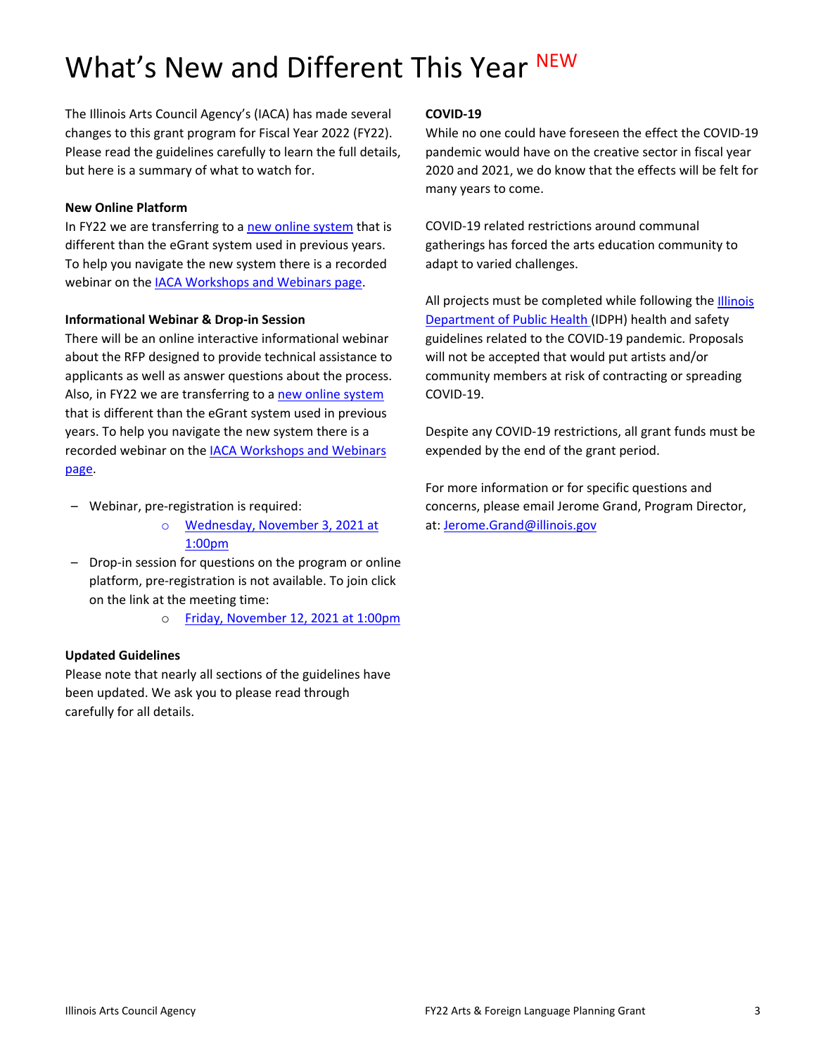# What's New and Different This Year NEW

The Illinois Arts Council Agency's (IACA) has made several changes to this grant program for Fiscal Year 2022 (FY22). Please read the guidelines carefully to learn the full details, but here is a summary of what to watch for.

**New Online Platform**

In FY22 we are transferring to a new online system that is different than the eGrant system used in previous years. To help you navigate the new system there is a recorded webinar on the IACA Workshops and Webinars page.

**Informational Webinar & Drop-in Session**

There will be an online interactive informational webinar about the RFP designed to provide technical assistance to applicants as well as answer questions about the process. Also, in FY22 we are transferring to a new online system that is different than the eGrant system used in previous years. To help you navigate the new system there is a recorded webinar on the IACA Workshops and Webinars page.

- Webinar, pre-registration is required:
  - Wednesday, November 3, 2021 at 1:00pm
- Drop-in session for questions on the program or online platform, pre-registration is not available. To join click on the link at the meeting time:
  - Friday, November 12, 2021 at 1:00pm

**Updated Guidelines**

Please note that nearly all sections of the guidelines have been updated. We ask you to please read through carefully for all details.

**COVID-19**

While no one could have foreseen the effect the COVID-19 pandemic would have on the creative sector in fiscal year 2020 and 2021, we do know that the effects will be felt for many years to come.

COVID-19 related restrictions around communal gatherings has forced the arts education community to adapt to varied challenges.

All projects must be completed while following the Illinois Department of Public Health (IDPH) health and safety guidelines related to the COVID-19 pandemic. Proposals will not be accepted that would put artists and/or community members at risk of contracting or spreading COVID-19.

Despite any COVID-19 restrictions, all grant funds must be expended by the end of the grant period.

For more information or for specific questions and concerns, please email Jerome Grand, Program Director, at: Jerome.Grand@illinois.gov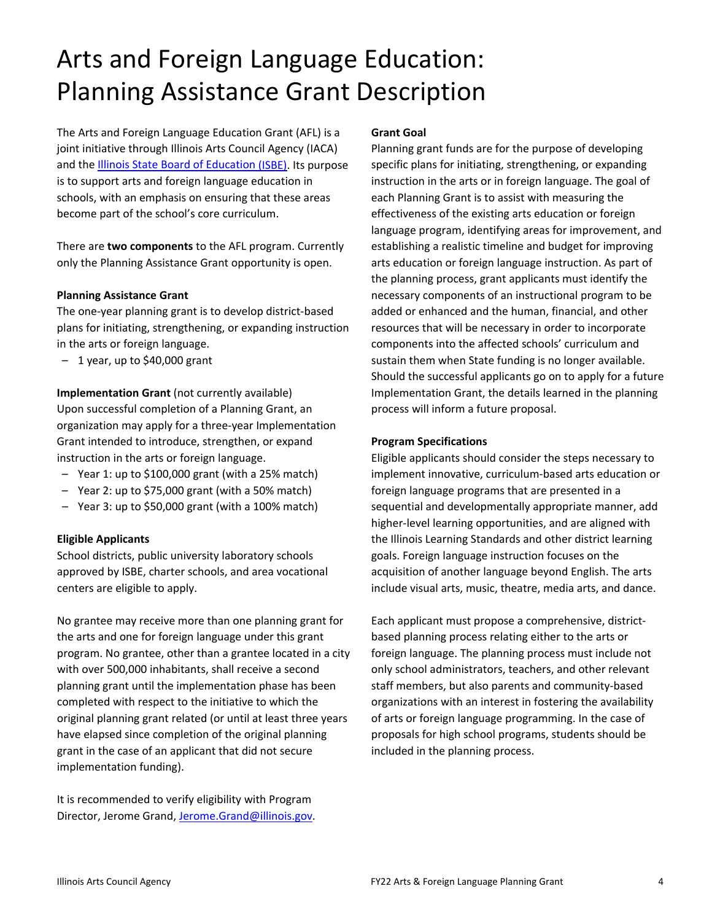# Arts and Foreign Language Education: Planning Assistance Grant Description

The Arts and Foreign Language Education Grant (AFL) is a joint initiative through Illinois Arts Council Agency (IACA) and the [Illinois State Board of Education (ISBE)](). Its purpose is to support arts and foreign language education in schools, with an emphasis on ensuring that these areas become part of the school's core curriculum.

There are **two components** to the AFL program. Currently only the Planning Assistance Grant opportunity is open.

**Planning Assistance Grant**
The one-year planning grant is to develop district-based plans for initiating, strengthening, or expanding instruction in the arts or foreign language.

- 1 year, up to $40,000 grant

**Implementation Grant** (not currently available)
Upon successful completion of a Planning Grant, an organization may apply for a three-year Implementation Grant intended to introduce, strengthen, or expand instruction in the arts or foreign language.

- Year 1: up to $100,000 grant (with a 25% match)
- Year 2: up to $75,000 grant (with a 50% match)
- Year 3: up to $50,000 grant (with a 100% match)

**Eligible Applicants**
School districts, public university laboratory schools approved by ISBE, charter schools, and area vocational centers are eligible to apply.

No grantee may receive more than one planning grant for the arts and one for foreign language under this grant program. No grantee, other than a grantee located in a city with over 500,000 inhabitants, shall receive a second planning grant until the implementation phase has been completed with respect to the initiative to which the original planning grant related (or until at least three years have elapsed since completion of the original planning grant in the case of an applicant that did not secure implementation funding).

It is recommended to verify eligibility with Program Director, Jerome Grand, [Jerome.Grand@illinois.gov](mailto:Jerome.Grand@illinois.gov).

**Grant Goal**
Planning grant funds are for the purpose of developing specific plans for initiating, strengthening, or expanding instruction in the arts or in foreign language. The goal of each Planning Grant is to assist with measuring the effectiveness of the existing arts education or foreign language program, identifying areas for improvement, and establishing a realistic timeline and budget for improving arts education or foreign language instruction. As part of the planning process, grant applicants must identify the necessary components of an instructional program to be added or enhanced and the human, financial, and other resources that will be necessary in order to incorporate components into the affected schools' curriculum and sustain them when State funding is no longer available. Should the successful applicants go on to apply for a future Implementation Grant, the details learned in the planning process will inform a future proposal.

**Program Specifications**
Eligible applicants should consider the steps necessary to implement innovative, curriculum-based arts education or foreign language programs that are presented in a sequential and developmentally appropriate manner, add higher-level learning opportunities, and are aligned with the Illinois Learning Standards and other district learning goals. Foreign language instruction focuses on the acquisition of another language beyond English. The arts include visual arts, music, theatre, media arts, and dance.

Each applicant must propose a comprehensive, district-based planning process relating either to the arts or foreign language. The planning process must include not only school administrators, teachers, and other relevant staff members, but also parents and community-based organizations with an interest in fostering the availability of arts or foreign language programming. In the case of proposals for high school programs, students should be included in the planning process.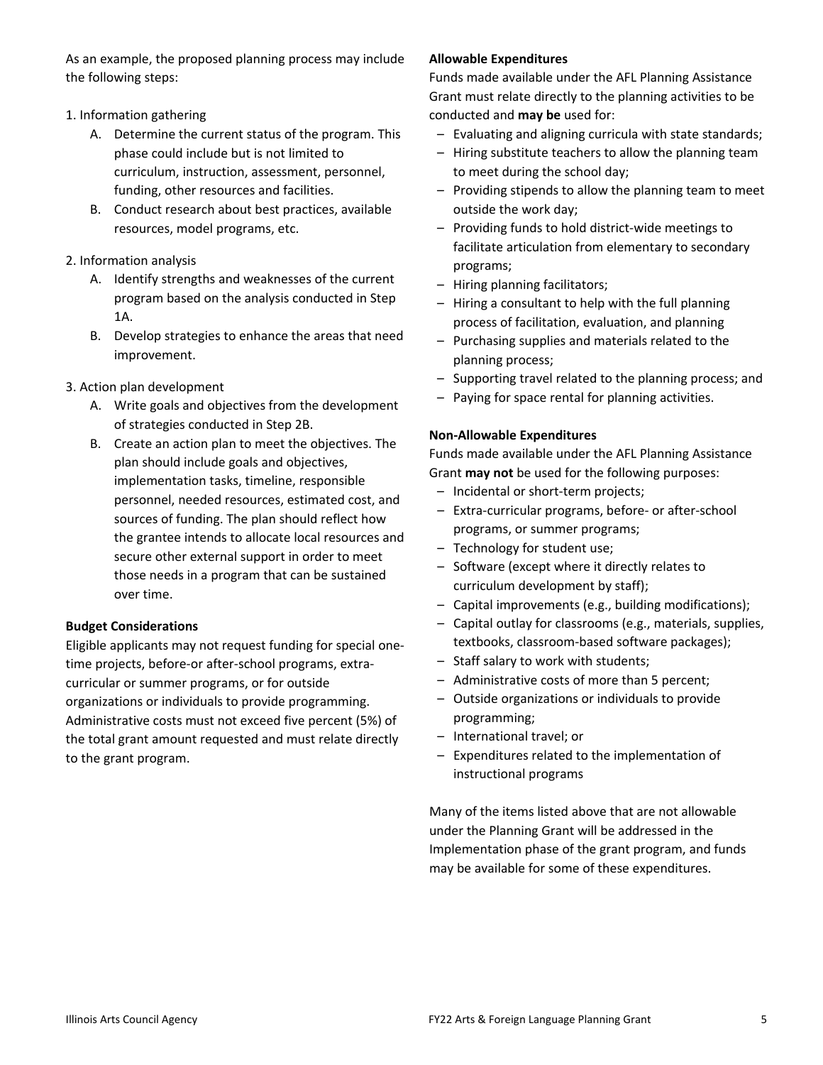As an example, the proposed planning process may include the following steps:

1. Information gathering
   - A. Determine the current status of the program. This phase could include but is not limited to curriculum, instruction, assessment, personnel, funding, other resources and facilities.
   - B. Conduct research about best practices, available resources, model programs, etc.

2. Information analysis
   - A. Identify strengths and weaknesses of the current program based on the analysis conducted in Step 1A.
   - B. Develop strategies to enhance the areas that need improvement.

3. Action plan development
   - A. Write goals and objectives from the development of strategies conducted in Step 2B.
   - B. Create an action plan to meet the objectives. The plan should include goals and objectives, implementation tasks, timeline, responsible personnel, needed resources, estimated cost, and sources of funding. The plan should reflect how the grantee intends to allocate local resources and secure other external support in order to meet those needs in a program that can be sustained over time.

**Budget Considerations**

Eligible applicants may not request funding for special one-time projects, before-or after-school programs, extra-curricular or summer programs, or for outside organizations or individuals to provide programming. Administrative costs must not exceed five percent (5%) of the total grant amount requested and must relate directly to the grant program.

**Allowable Expenditures**

Funds made available under the AFL Planning Assistance Grant must relate directly to the planning activities to be conducted and **may be** used for:

- Evaluating and aligning curricula with state standards;
- Hiring substitute teachers to allow the planning team to meet during the school day;
- Providing stipends to allow the planning team to meet outside the work day;
- Providing funds to hold district-wide meetings to facilitate articulation from elementary to secondary programs;
- Hiring planning facilitators;
- Hiring a consultant to help with the full planning process of facilitation, evaluation, and planning
- Purchasing supplies and materials related to the planning process;
- Supporting travel related to the planning process; and
- Paying for space rental for planning activities.

**Non-Allowable Expenditures**

Funds made available under the AFL Planning Assistance Grant **may not** be used for the following purposes:

- Incidental or short-term projects;
- Extra-curricular programs, before- or after-school programs, or summer programs;
- Technology for student use;
- Software (except where it directly relates to curriculum development by staff);
- Capital improvements (e.g., building modifications);
- Capital outlay for classrooms (e.g., materials, supplies, textbooks, classroom-based software packages);
- Staff salary to work with students;
- Administrative costs of more than 5 percent;
- Outside organizations or individuals to provide programming;
- International travel; or
- Expenditures related to the implementation of instructional programs

Many of the items listed above that are not allowable under the Planning Grant will be addressed in the Implementation phase of the grant program, and funds may be available for some of these expenditures.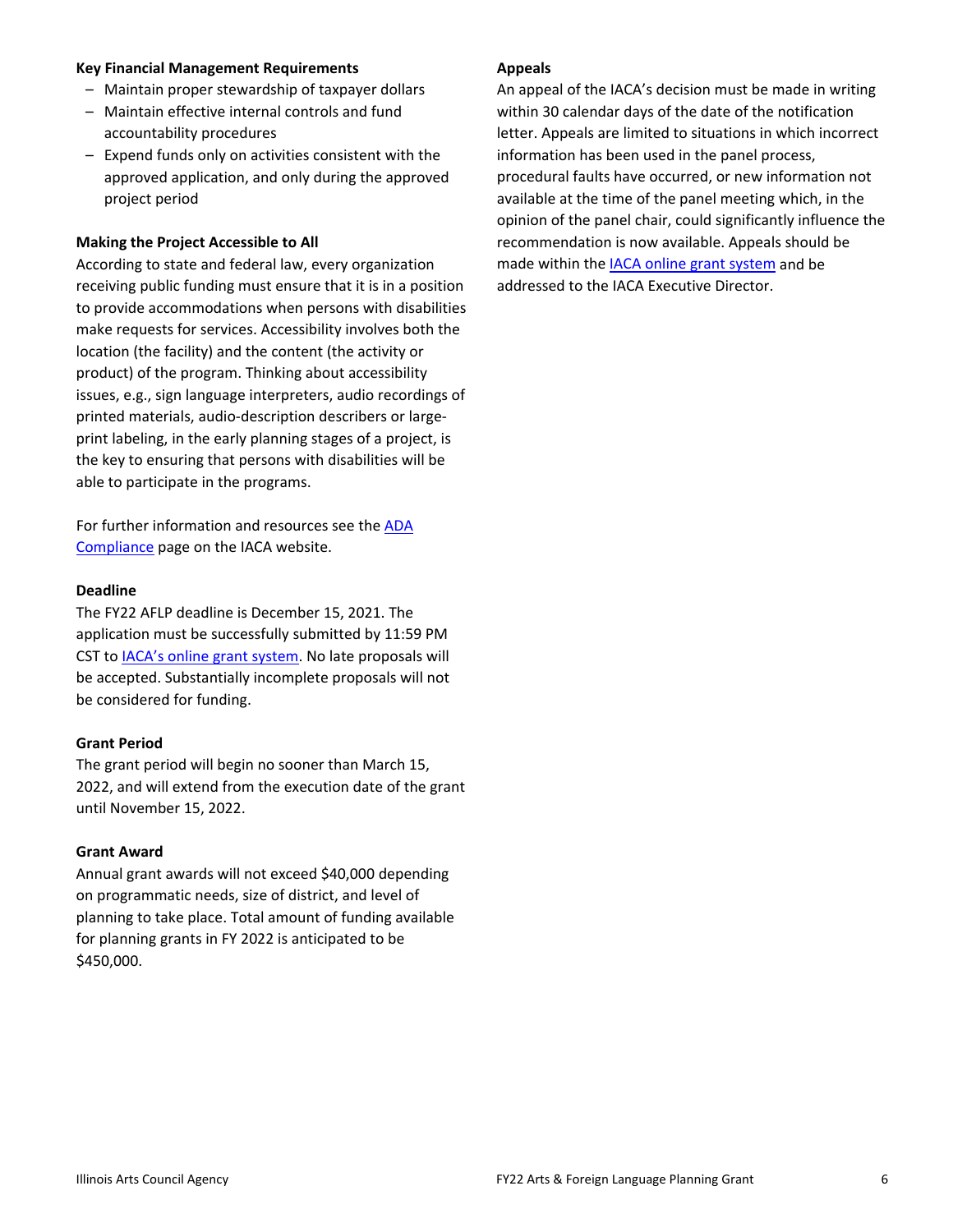**Key Financial Management Requirements**

- Maintain proper stewardship of taxpayer dollars
- Maintain effective internal controls and fund accountability procedures
- Expend funds only on activities consistent with the approved application, and only during the approved project period

**Making the Project Accessible to All**

According to state and federal law, every organization receiving public funding must ensure that it is in a position to provide accommodations when persons with disabilities make requests for services. Accessibility involves both the location (the facility) and the content (the activity or product) of the program. Thinking about accessibility issues, e.g., sign language interpreters, audio recordings of printed materials, audio-description describers or large-print labeling, in the early planning stages of a project, is the key to ensuring that persons with disabilities will be able to participate in the programs.

For further information and resources see the ADA Compliance page on the IACA website.

**Deadline**

The FY22 AFLP deadline is December 15, 2021. The application must be successfully submitted by 11:59 PM CST to IACA's online grant system. No late proposals will be accepted. Substantially incomplete proposals will not be considered for funding.

**Grant Period**

The grant period will begin no sooner than March 15, 2022, and will extend from the execution date of the grant until November 15, 2022.

**Grant Award**

Annual grant awards will not exceed $40,000 depending on programmatic needs, size of district, and level of planning to take place. Total amount of funding available for planning grants in FY 2022 is anticipated to be $450,000.

**Appeals**

An appeal of the IACA's decision must be made in writing within 30 calendar days of the date of the notification letter. Appeals are limited to situations in which incorrect information has been used in the panel process, procedural faults have occurred, or new information not available at the time of the panel meeting which, in the opinion of the panel chair, could significantly influence the recommendation is now available. Appeals should be made within the IACA online grant system and be addressed to the IACA Executive Director.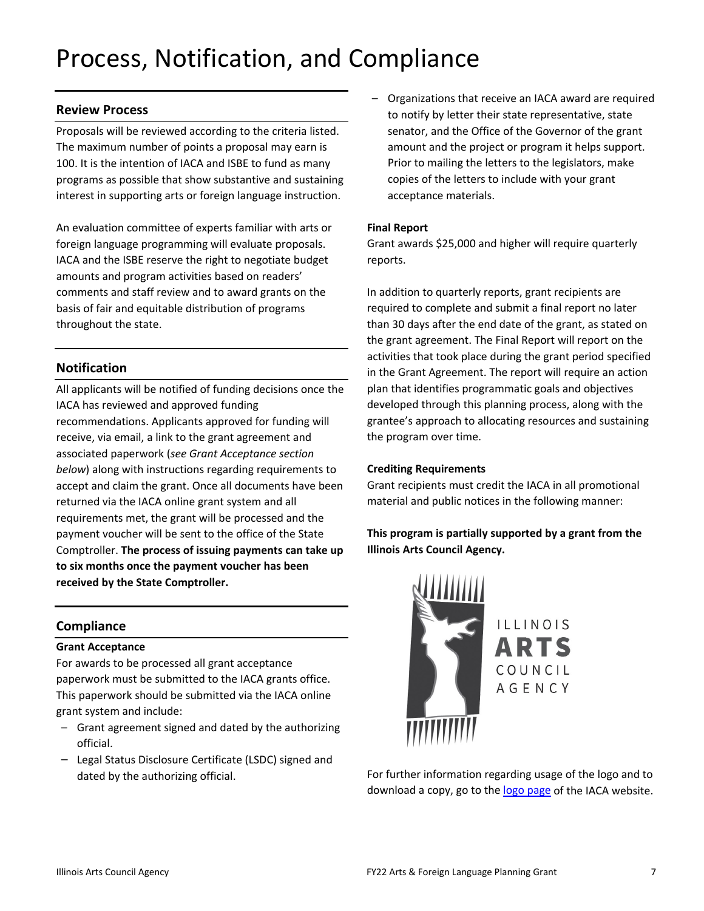# Process, Notification, and Compliance

## Review Process

Proposals will be reviewed according to the criteria listed. The maximum number of points a proposal may earn is 100. It is the intention of IACA and ISBE to fund as many programs as possible that show substantive and sustaining interest in supporting arts or foreign language instruction.

An evaluation committee of experts familiar with arts or foreign language programming will evaluate proposals. IACA and the ISBE reserve the right to negotiate budget amounts and program activities based on readers' comments and staff review and to award grants on the basis of fair and equitable distribution of programs throughout the state.

## Notification

All applicants will be notified of funding decisions once the IACA has reviewed and approved funding recommendations. Applicants approved for funding will receive, via email, a link to the grant agreement and associated paperwork (*see Grant Acceptance section below*) along with instructions regarding requirements to accept and claim the grant. Once all documents have been returned via the IACA online grant system and all requirements met, the grant will be processed and the payment voucher will be sent to the office of the State Comptroller. **The process of issuing payments can take up to six months once the payment voucher has been received by the State Comptroller.**

## Compliance

### Grant Acceptance

For awards to be processed all grant acceptance paperwork must be submitted to the IACA grants office. This paperwork should be submitted via the IACA online grant system and include:

- Grant agreement signed and dated by the authorizing official.
- Legal Status Disclosure Certificate (LSDC) signed and dated by the authorizing official.
- Organizations that receive an IACA award are required to notify by letter their state representative, state senator, and the Office of the Governor of the grant amount and the project or program it helps support. Prior to mailing the letters to the legislators, make copies of the letters to include with your grant acceptance materials.

### Final Report

Grant awards $25,000 and higher will require quarterly reports.

In addition to quarterly reports, grant recipients are required to complete and submit a final report no later than 30 days after the end date of the grant, as stated on the grant agreement. The Final Report will report on the activities that took place during the grant period specified in the Grant Agreement. The report will require an action plan that identifies programmatic goals and objectives developed through this planning process, along with the grantee's approach to allocating resources and sustaining the program over time.

### Crediting Requirements

Grant recipients must credit the IACA in all promotional material and public notices in the following manner:

**This program is partially supported by a grant from the Illinois Arts Council Agency.**

ILLINOIS ARTS COUNCIL AGENCY

For further information regarding usage of the logo and to download a copy, go to the logo page of the IACA website.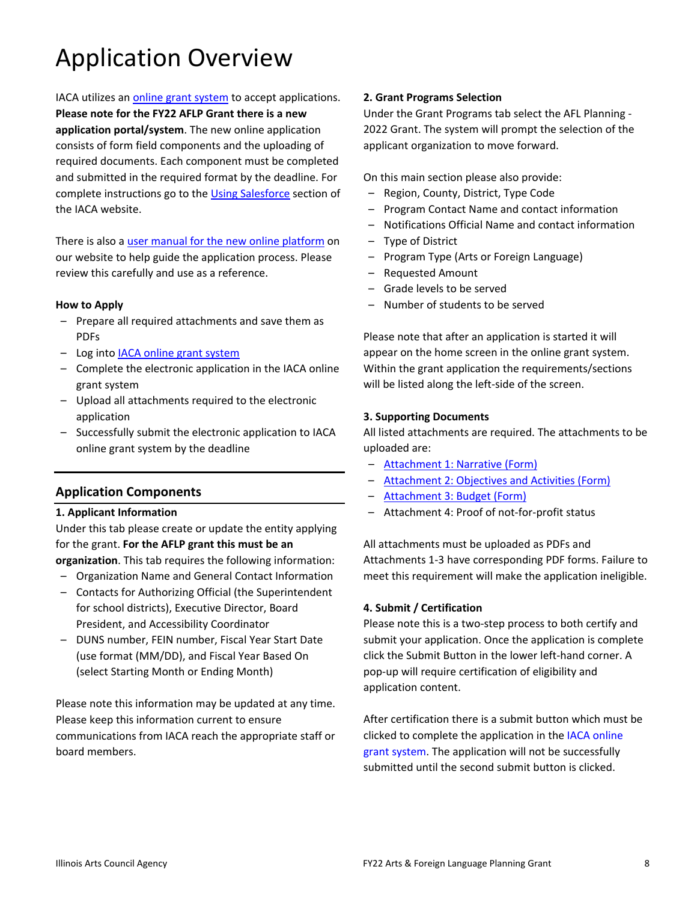# Application Overview

IACA utilizes an online grant system to accept applications. **Please note for the FY22 AFLP Grant there is a new application portal/system**. The new online application consists of form field components and the uploading of required documents. Each component must be completed and submitted in the required format by the deadline. For complete instructions go to the Using Salesforce section of the IACA website.

There is also a user manual for the new online platform on our website to help guide the application process. Please review this carefully and use as a reference.

**How to Apply**

- Prepare all required attachments and save them as PDFs
- Log into IACA online grant system
- Complete the electronic application in the IACA online grant system
- Upload all attachments required to the electronic application
- Successfully submit the electronic application to IACA online grant system by the deadline

## Application Components

**1. Applicant Information**

Under this tab please create or update the entity applying for the grant. **For the AFLP grant this must be an organization**. This tab requires the following information:

- Organization Name and General Contact Information
- Contacts for Authorizing Official (the Superintendent for school districts), Executive Director, Board President, and Accessibility Coordinator
- DUNS number, FEIN number, Fiscal Year Start Date (use format (MM/DD), and Fiscal Year Based On (select Starting Month or Ending Month)

Please note this information may be updated at any time. Please keep this information current to ensure communications from IACA reach the appropriate staff or board members.

**2. Grant Programs Selection**

Under the Grant Programs tab select the AFL Planning - 2022 Grant. The system will prompt the selection of the applicant organization to move forward.

On this main section please also provide:

- Region, County, District, Type Code
- Program Contact Name and contact information
- Notifications Official Name and contact information
- Type of District
- Program Type (Arts or Foreign Language)
- Requested Amount
- Grade levels to be served
- Number of students to be served

Please note that after an application is started it will appear on the home screen in the online grant system. Within the grant application the requirements/sections will be listed along the left-side of the screen.

**3. Supporting Documents**

All listed attachments are required. The attachments to be uploaded are:

- Attachment 1: Narrative (Form)
- Attachment 2: Objectives and Activities (Form)
- Attachment 3: Budget (Form)
- Attachment 4: Proof of not-for-profit status

All attachments must be uploaded as PDFs and Attachments 1-3 have corresponding PDF forms. Failure to meet this requirement will make the application ineligible.

**4. Submit / Certification**

Please note this is a two-step process to both certify and submit your application. Once the application is complete click the Submit Button in the lower left-hand corner. A pop-up will require certification of eligibility and application content.

After certification there is a submit button which must be clicked to complete the application in the IACA online grant system. The application will not be successfully submitted until the second submit button is clicked.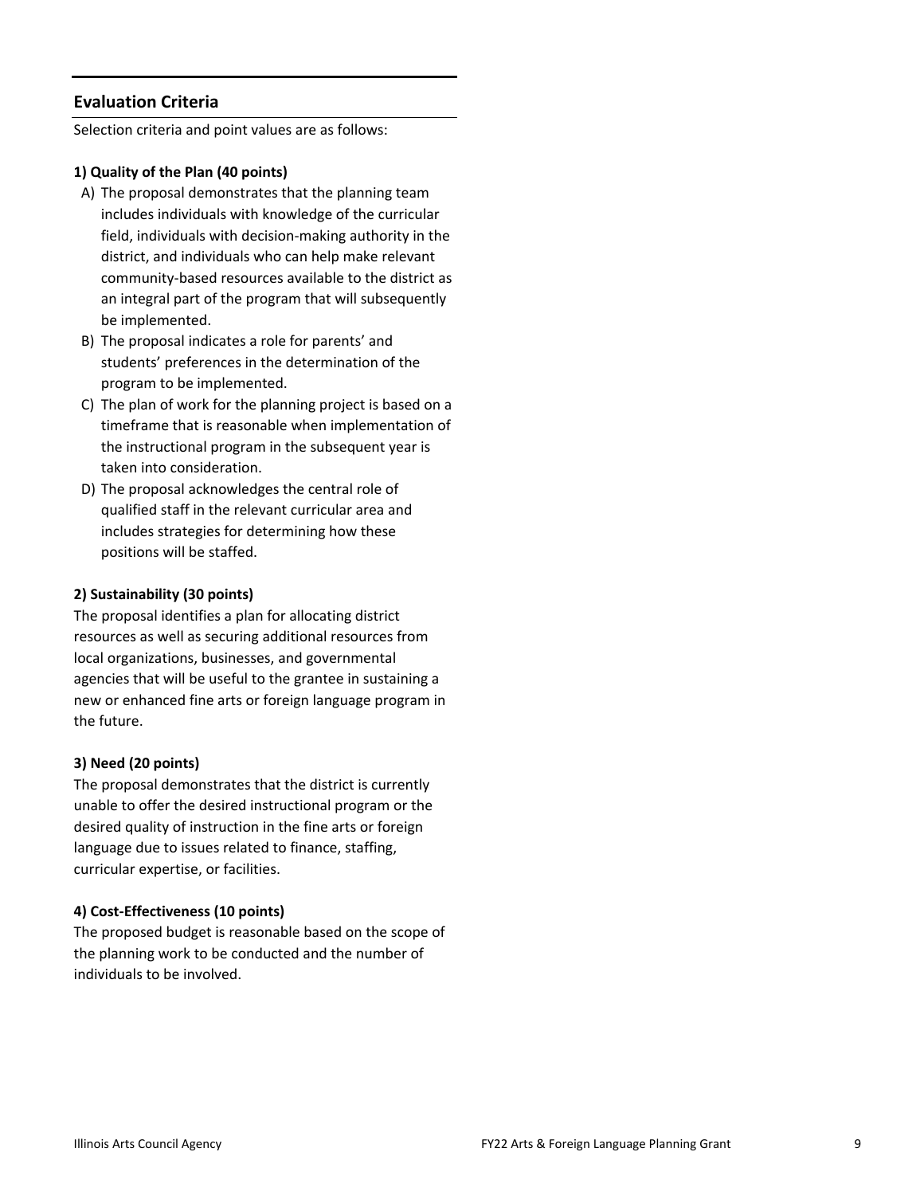## Evaluation Criteria

Selection criteria and point values are as follows:

**1) Quality of the Plan (40 points)**

A) The proposal demonstrates that the planning team includes individuals with knowledge of the curricular field, individuals with decision-making authority in the district, and individuals who can help make relevant community-based resources available to the district as an integral part of the program that will subsequently be implemented.

B) The proposal indicates a role for parents' and students' preferences in the determination of the program to be implemented.

C) The plan of work for the planning project is based on a timeframe that is reasonable when implementation of the instructional program in the subsequent year is taken into consideration.

D) The proposal acknowledges the central role of qualified staff in the relevant curricular area and includes strategies for determining how these positions will be staffed.

**2) Sustainability (30 points)**

The proposal identifies a plan for allocating district resources as well as securing additional resources from local organizations, businesses, and governmental agencies that will be useful to the grantee in sustaining a new or enhanced fine arts or foreign language program in the future.

**3) Need (20 points)**

The proposal demonstrates that the district is currently unable to offer the desired instructional program or the desired quality of instruction in the fine arts or foreign language due to issues related to finance, staffing, curricular expertise, or facilities.

**4) Cost-Effectiveness (10 points)**

The proposed budget is reasonable based on the scope of the planning work to be conducted and the number of individuals to be involved.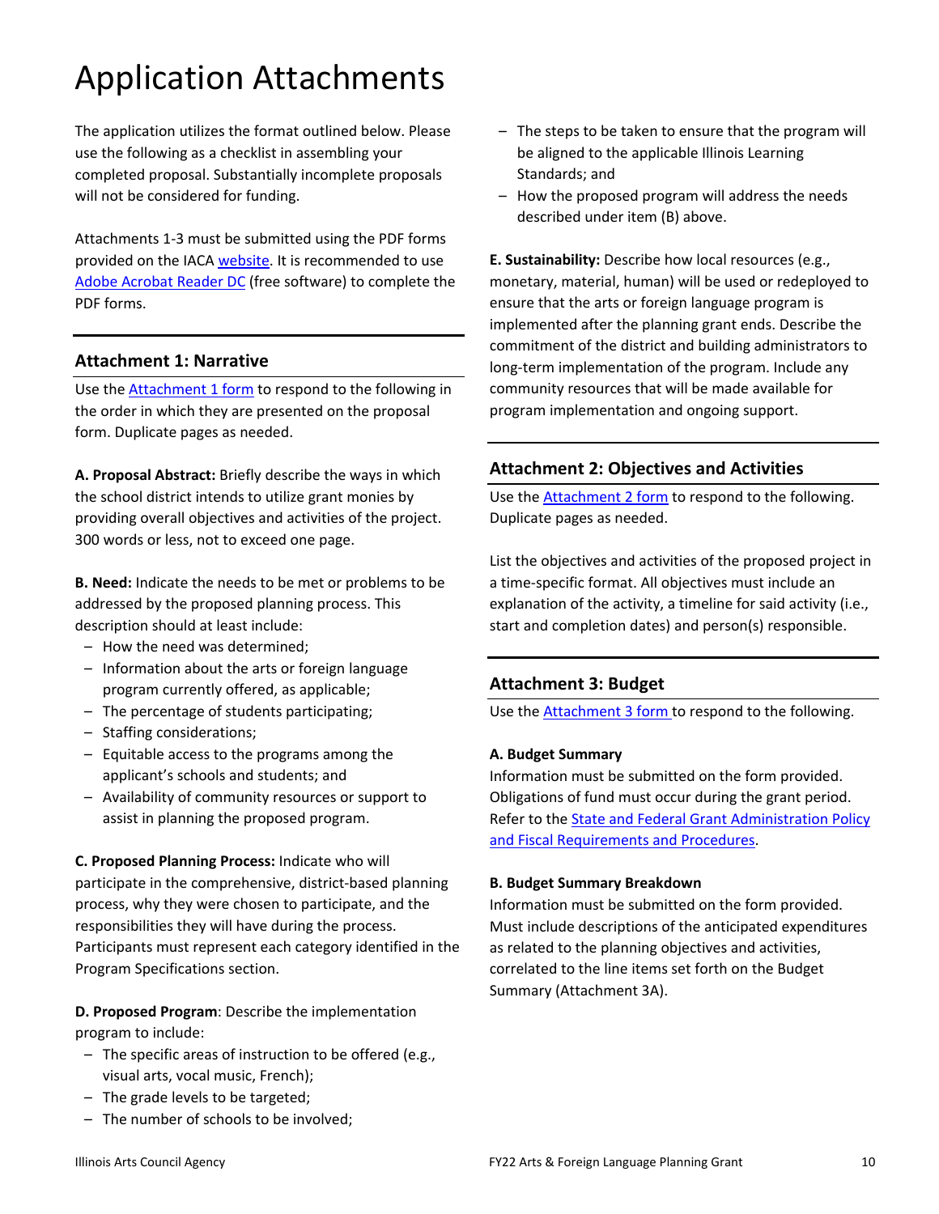# Application Attachments

The application utilizes the format outlined below. Please use the following as a checklist in assembling your completed proposal. Substantially incomplete proposals will not be considered for funding.

Attachments 1-3 must be submitted using the PDF forms provided on the IACA website. It is recommended to use Adobe Acrobat Reader DC (free software) to complete the PDF forms.

## Attachment 1: Narrative

Use the Attachment 1 form to respond to the following in the order in which they are presented on the proposal form. Duplicate pages as needed.

**A. Proposal Abstract:** Briefly describe the ways in which the school district intends to utilize grant monies by providing overall objectives and activities of the project. 300 words or less, not to exceed one page.

**B. Need:** Indicate the needs to be met or problems to be addressed by the proposed planning process. This description should at least include:

- How the need was determined;
- Information about the arts or foreign language program currently offered, as applicable;
- The percentage of students participating;
- Staffing considerations;
- Equitable access to the programs among the applicant's schools and students; and
- Availability of community resources or support to assist in planning the proposed program.

**C. Proposed Planning Process:** Indicate who will participate in the comprehensive, district-based planning process, why they were chosen to participate, and the responsibilities they will have during the process. Participants must represent each category identified in the Program Specifications section.

**D. Proposed Program**: Describe the implementation program to include:

- The specific areas of instruction to be offered (e.g., visual arts, vocal music, French);
- The grade levels to be targeted;
- The number of schools to be involved;
- The steps to be taken to ensure that the program will be aligned to the applicable Illinois Learning Standards; and
- How the proposed program will address the needs described under item (B) above.

**E. Sustainability:** Describe how local resources (e.g., monetary, material, human) will be used or redeployed to ensure that the arts or foreign language program is implemented after the planning grant ends. Describe the commitment of the district and building administrators to long-term implementation of the program. Include any community resources that will be made available for program implementation and ongoing support.

## Attachment 2: Objectives and Activities

Use the Attachment 2 form to respond to the following. Duplicate pages as needed.

List the objectives and activities of the proposed project in a time-specific format. All objectives must include an explanation of the activity, a timeline for said activity (i.e., start and completion dates) and person(s) responsible.

## Attachment 3: Budget

Use the Attachment 3 form to respond to the following.

**A. Budget Summary**

Information must be submitted on the form provided. Obligations of fund must occur during the grant period. Refer to the State and Federal Grant Administration Policy and Fiscal Requirements and Procedures.

**B. Budget Summary Breakdown**

Information must be submitted on the form provided. Must include descriptions of the anticipated expenditures as related to the planning objectives and activities, correlated to the line items set forth on the Budget Summary (Attachment 3A).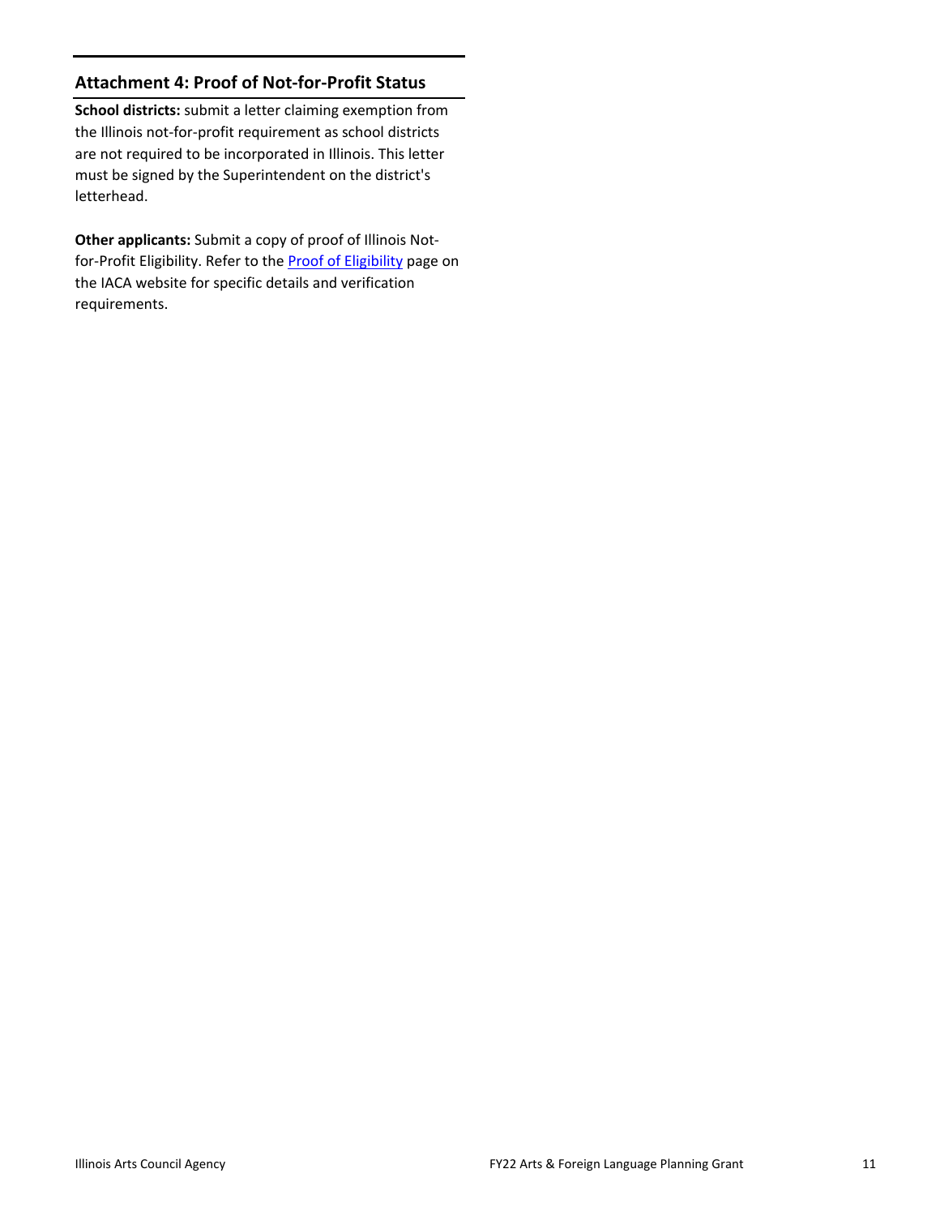## Attachment 4: Proof of Not-for-Profit Status

**School districts:** submit a letter claiming exemption from the Illinois not-for-profit requirement as school districts are not required to be incorporated in Illinois. This letter must be signed by the Superintendent on the district's letterhead.

**Other applicants:** Submit a copy of proof of Illinois Not-for-Profit Eligibility. Refer to the Proof of Eligibility page on the IACA website for specific details and verification requirements.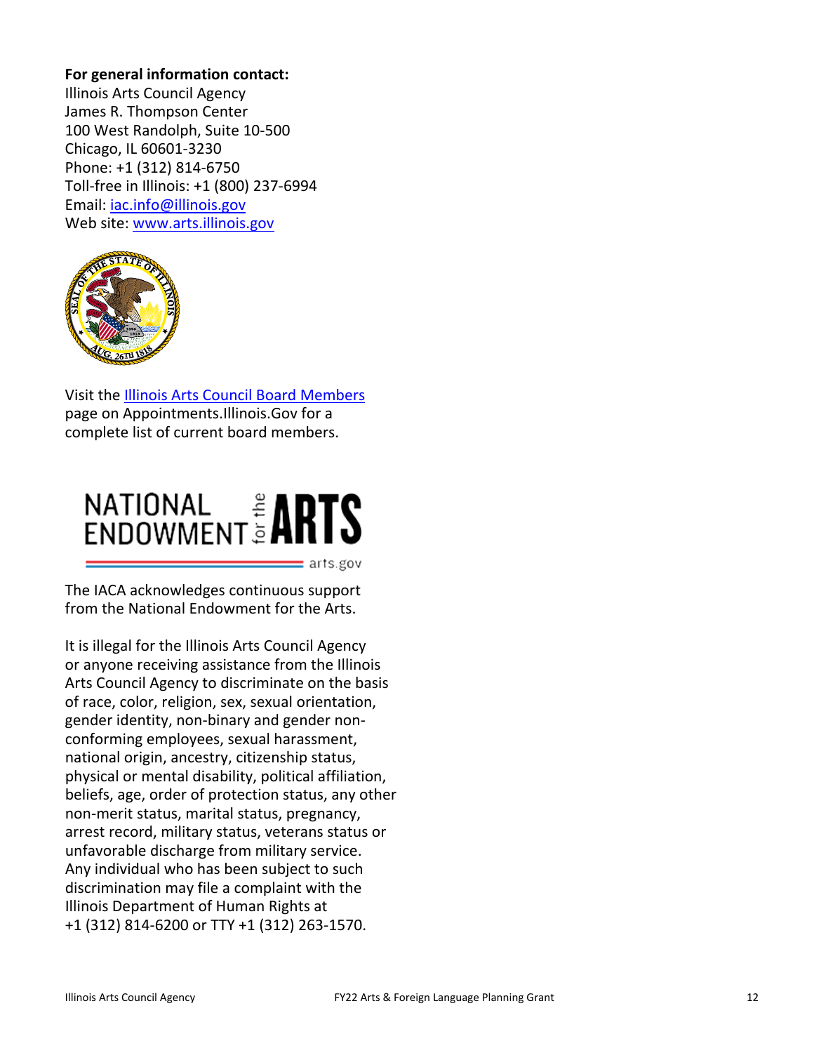**For general information contact:**
Illinois Arts Council Agency
James R. Thompson Center
100 West Randolph, Suite 10-500
Chicago, IL 60601-3230
Phone: +1 (312) 814-6750
Toll-free in Illinois: +1 (800) 237-6994
Email: [iac.info@illinois.gov](mailto:iac.info@illinois.gov)
Web site: [www.arts.illinois.gov](http://www.arts.illinois.gov)

Visit the [Illinois Arts Council Board Members](#) page on Appointments.Illinois.Gov for a complete list of current board members.

The IACA acknowledges continuous support from the National Endowment for the Arts.

It is illegal for the Illinois Arts Council Agency or anyone receiving assistance from the Illinois Arts Council Agency to discriminate on the basis of race, color, religion, sex, sexual orientation, gender identity, non-binary and gender non-conforming employees, sexual harassment, national origin, ancestry, citizenship status, physical or mental disability, political affiliation, beliefs, age, order of protection status, any other non-merit status, marital status, pregnancy, arrest record, military status, veterans status or unfavorable discharge from military service. Any individual who has been subject to such discrimination may file a complaint with the Illinois Department of Human Rights at +1 (312) 814-6200 or TTY +1 (312) 263-1570.